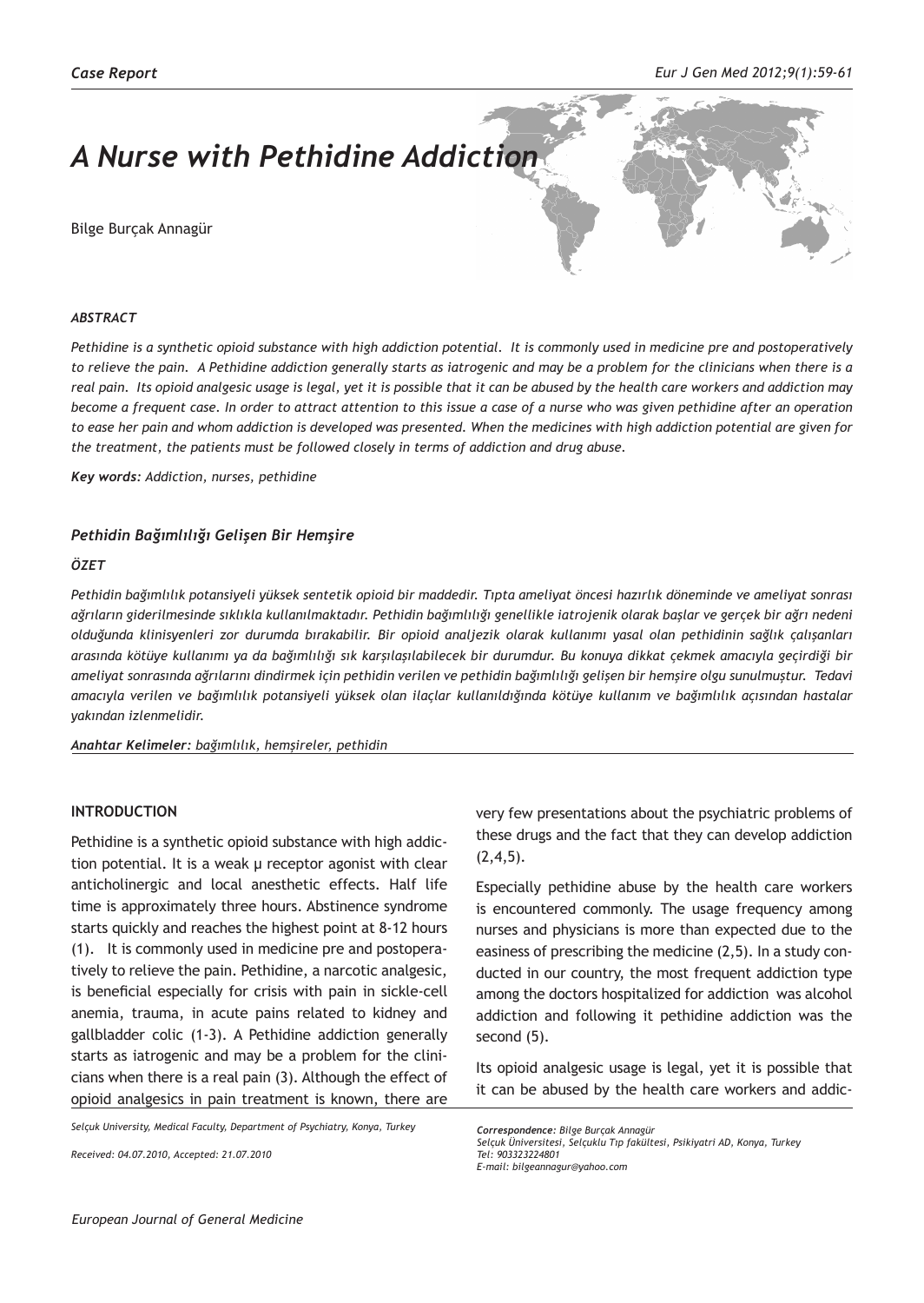*Case Report*

# A Nurse with Pethidine Addiction

Bilge Burçak Annagür

### *ABSTRACT*

*Pethidine is a synthetic opioid substance with high addiction potential. It is commonly used in medicine pre and postoperatively to relieve the pain. A Pethidine addiction generally starts as iatrogenic and may be a problem for the clinicians when there is a real pain. Its opioid analgesic usage is legal, yet it is possible that it can be abused by the health care workers and addiction may become a frequent case. In order to attract attention to this issue a case of a nurse who was given pethidine after an operation to ease her pain and whom addiction is developed was presented. When the medicines with high addiction potential are given for the treatment, the patients must be followed closely in terms of addiction and drug abuse.*

***Key words:*** *Addiction, nurses, pethidine*

## *Pethidin Bağımlılığı Gelişen Bir Hemşire*

### *ÖZET*

*Pethidin bağımlılık potansiyeli yüksek sentetik opioid bir maddedir. Tıpta ameliyat öncesi hazırlık döneminde ve ameliyat sonrası ağrıların giderilmesinde sıklıkla kullanılmaktadır. Pethidin bağımlılığı genellikle iatrojenik olarak başlar ve gerçek bir ağrı nedeni olduğunda klinisyenleri zor durumda bırakabilir. Bir opioid analjezik kullanımı yasal olan pethidinin sağlık çalışanları arasında kötüye kullanımı ya da bağımlılığı sık karşılaşılabilecek bir durumdur. Bu konuya dikkat çekmek amacıyla geçirdiği bir ameliyat sonrasında ağrılarını dindirmek için pethidin verilen ve pethidin bağımlılığı gelişen bir hemşire olgu sunulmuştur. Tedavi amacıyla verilen ve bağımlılık potansiyeli yüksek olan ilaçlar kullanıldığında kötüye kullanım ve bağımlılık açısından hastalar yakından izlenmelidir.*

***Anahtar Kelimeler:*** *bağımlılık, hemşireler, pethidin*

## INTRODUCTION

Pethidine is a synthetic opioid substance with high addiction potential. It is a weak μ receptor agonist with clear anticholinergic and local anesthetic effects. Half life time is approximately three hours. Abstinence syndrome starts quickly and reaches the highest point at 8-12 hours (1). It is commonly used in medicine pre and postoperatively to relieve the pain. Pethidine, a narcotic analgesic, is beneficial especially for crisis with pain in sickle-cell anemia, trauma, in acute pains related to kidney and gallbladder colic (1-3). A Pethidine addiction generally starts as iatrogenic and may be a problem for the clinicians when there is a real pain (3). Although the effect of opioid analgesics in pain treatment is known, there are very few presentations about the psychiatric problems of these drugs and the fact that they can develop addiction (2,4,5).

Especially pethidine abuse by the health care workers is encountered commonly. The usage frequency among nurses and physicians is more than expected due to the easiness of prescribing the medicine (2,5). In a study conducted in our country, the most frequent addiction type among the doctors hospitalized for addiction was alcohol addiction and following it pethidine addiction was the second (5).

Its opioid analgesic usage is legal, yet it is possible that it can be abused by the health care workers and addic-

*Selçuk University, Medical Faculty, Department of Psychiatry, Konya, Turkey*

*Received: 04.07.2010, Accepted: 21.07.2010*

***Correspondence:*** *Bilge Burçak Annagür*
*Selçuk Üniversitesi, Selçuklu Tıp fakültesi, Psikiyatri AD, Konya, Turkey*
*Tel: 903323224801*
*E-mail: bilgeannagur@yahoo.com*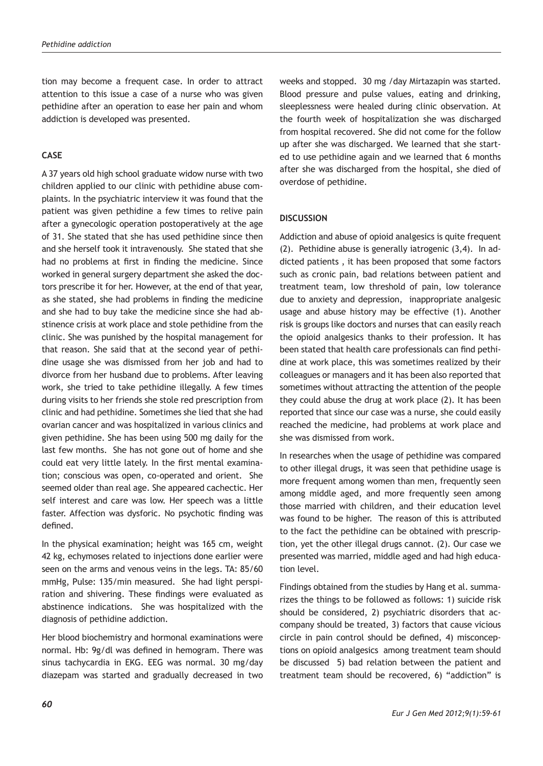tion may become a frequent case. In order to attract attention to this issue a case of a nurse who was given pethidine after an operation to ease her pain and whom addiction is developed was presented.

## CASE

A 37 years old high school graduate widow nurse with two children applied to our clinic with pethidine abuse complaints. In the psychiatric interview it was found that the patient was given pethidine a few times to relive pain after a gynecologic operation postoperatively at the age of 31. She stated that she has used pethidine since then and she herself took it intravenously. She stated that she had no problems at first in finding the medicine. Since worked in general surgery department she asked the doctors prescribe it for her. However, at the end of that year, as she stated, she had problems in finding the medicine and she had to buy take the medicine since she had abstinence crisis at work place and stole pethidine from the clinic. She was punished by the hospital management for that reason. She said that at the second year of pethidine usage she was dismissed from her job and had to divorce from her husband due to problems. After leaving work, she tried to take pethidine illegally. A few times during visits to her friends she stole red prescription from clinic and had pethidine. Sometimes she lied that she had ovarian cancer and was hospitalized in various clinics and given pethidine. She has been using 500 mg daily for the last few months. She has not gone out of home and she could eat very little lately. In the first mental examination; conscious was open, co-operated and orient. She seemed older than real age. She appeared cachectic. Her self interest and care was low. Her speech was a little faster. Affection was dysforic. No psychotic finding was defined.

In the physical examination; height was 165 cm, weight 42 kg, echymoses related to injections done earlier were seen on the arms and venous veins in the legs. TA: 85/60 mmHg, Pulse: 135/min measured. She had light perspiration and shivering. These findings were evaluated as abstinence indications. She was hospitalized with the diagnosis of pethidine addiction.

Her blood biochemistry and hormonal examinations were normal. Hb: 9g/dl was defined in hemogram. There was sinus tachycardia in EKG. EEG was normal. 30 mg/day diazepam was started and gradually decreased in two weeks and stopped. 30 mg /day Mirtazapin was started. Blood pressure and pulse values, eating and drinking, sleeplessness were healed during clinic observation. At the fourth week of hospitalization she was discharged from hospital recovered. She did not come for the follow up after she was discharged. We learned that she started to use pethidine again and we learned that 6 months after she was discharged from the hospital, she died of overdose of pethidine.

## DISCUSSION

Addiction and abuse of opioid analgesics is quite frequent (2). Pethidine abuse is generally iatrogenic (3,4). In addicted patients , it has been proposed that some factors such as cronic pain, bad relations between patient and treatment team, low threshold of pain, low tolerance due to anxiety and depression, inappropriate analgesic usage and abuse history may be effective (1). Another risk is groups like doctors and nurses that can easily reach the opioid analgesics thanks to their profession. It has been stated that health care professionals can find pethidine at work place, this was sometimes realized by their colleagues or managers and it has been also reported that sometimes without attracting the attention of the people they could abuse the drug at work place (2). It has been reported that since our case was a nurse, she could easily reached the medicine, had problems at work place and she was dismissed from work.

In researches when the usage of pethidine was compared to other illegal drugs, it was seen that pethidine usage is more frequent among women than men, frequently seen among middle aged, and more frequently seen among those married with children, and their education level was found to be higher. The reason of this is attributed to the fact the pethidine can be obtained with prescription, yet the other illegal drugs cannot. (2). Our case we presented was married, middle aged and had high education level.

Findings obtained from the studies by Hang et al. summarizes the things to be followed as follows: 1) suicide risk should be considered, 2) psychiatric disorders that accompany should be treated, 3) factors that cause vicious circle in pain control should be defined, 4) misconceptions on opioid analgesics among treatment team should be discussed 5) bad relation between the patient and treatment team should be recovered, 6) "addiction" is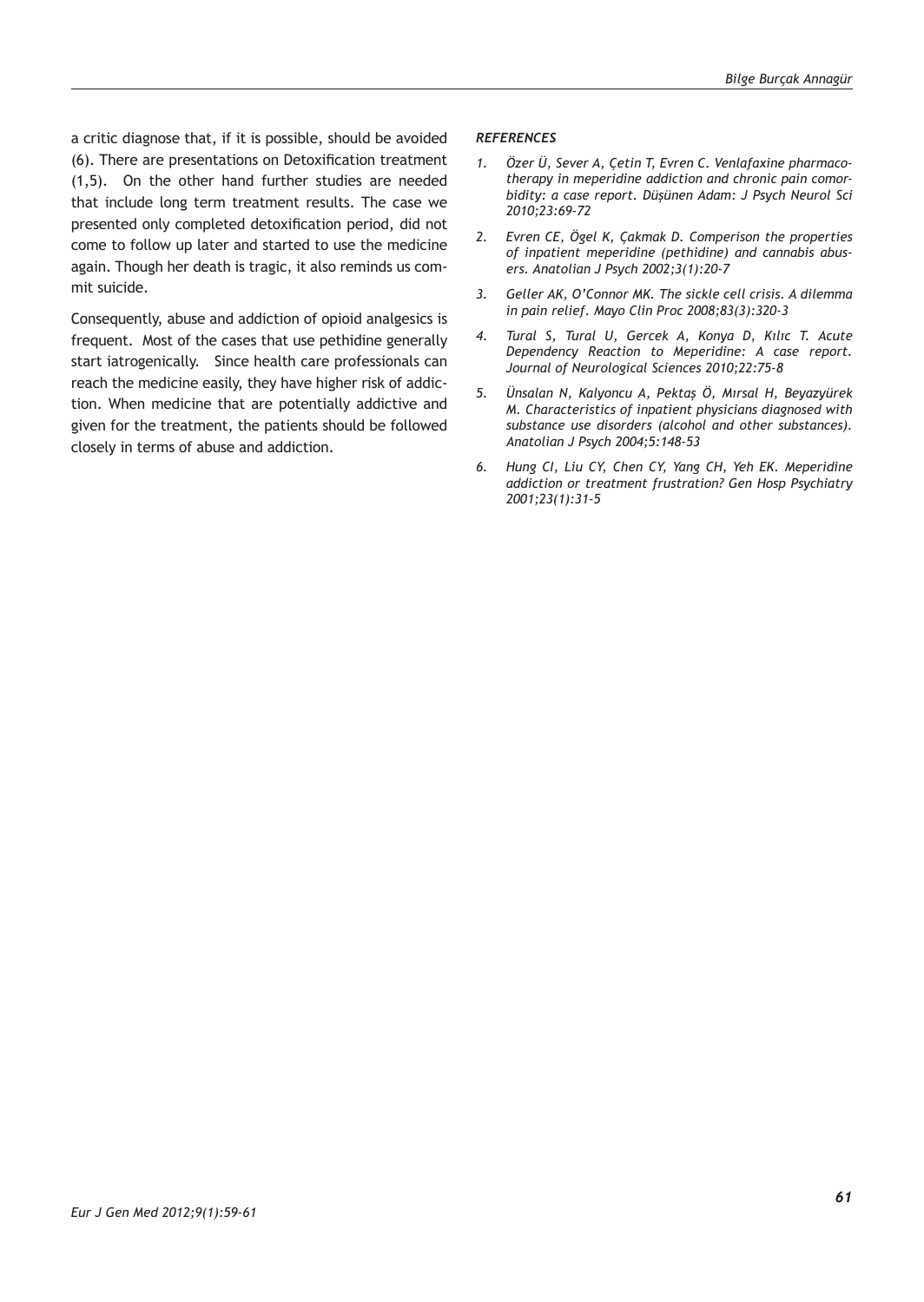a critic diagnose that, if it is possible, should be avoided (6). There are presentations on Detoxification treatment (1,5). On the other hand further studies are needed that include long term treatment results. The case we presented only completed detoxification period, did not come to follow up later and started to use the medicine again. Though her death is tragic, it also reminds us commit suicide.

Consequently, abuse and addiction of opioid analgesics is frequent. Most of the cases that use pethidine generally start iatrogenically. Since health care professionals can reach the medicine easily, they have higher risk of addiction. When medicine that are potentially addictive and given for the treatment, the patients should be followed closely in terms of abuse and addiction.

***REFERENCES***

1. *Özer Ü, Sever A, Çetin T, Evren C. Venlafaxine pharmacotherapy in meperidine addiction and chronic pain comorbidity: a case report. Düşünen Adam: J Psych Neurol Sci 2010;23:69-72*
2. *Evren CE, Ögel K, Çakmak D. Comperison the properties of inpatient meperidine (pethidine) and cannabis abusers. Anatolian J Psych 2002;3(1):20-7*
3. *Geller AK, O'Connor MK. The sickle cell crisis. A dilemma in pain relief. Mayo Clin Proc 2008;83(3):320-3*
4. *Tural S, Tural U, Gercek A, Konya D, Kılıc T. Acute Dependency Reaction to Meperidine: A case report. Journal of Neurological Sciences 2010;22:75-8*
5. *Ünsalan N, Kalyoncu A, Pektaş Ö, Mırsal H, Beyazyürek M. Characteristics of inpatient physicians diagnosed with substance use disorders (alcohol and other substances). Anatolian J Psych 2004;5:148-53*
6. *Hung CI, Liu CY, Chen CY, Yang CH, Yeh EK. Meperidine addiction or treatment frustration? Gen Hosp Psychiatry 2001;23(1):31-5*